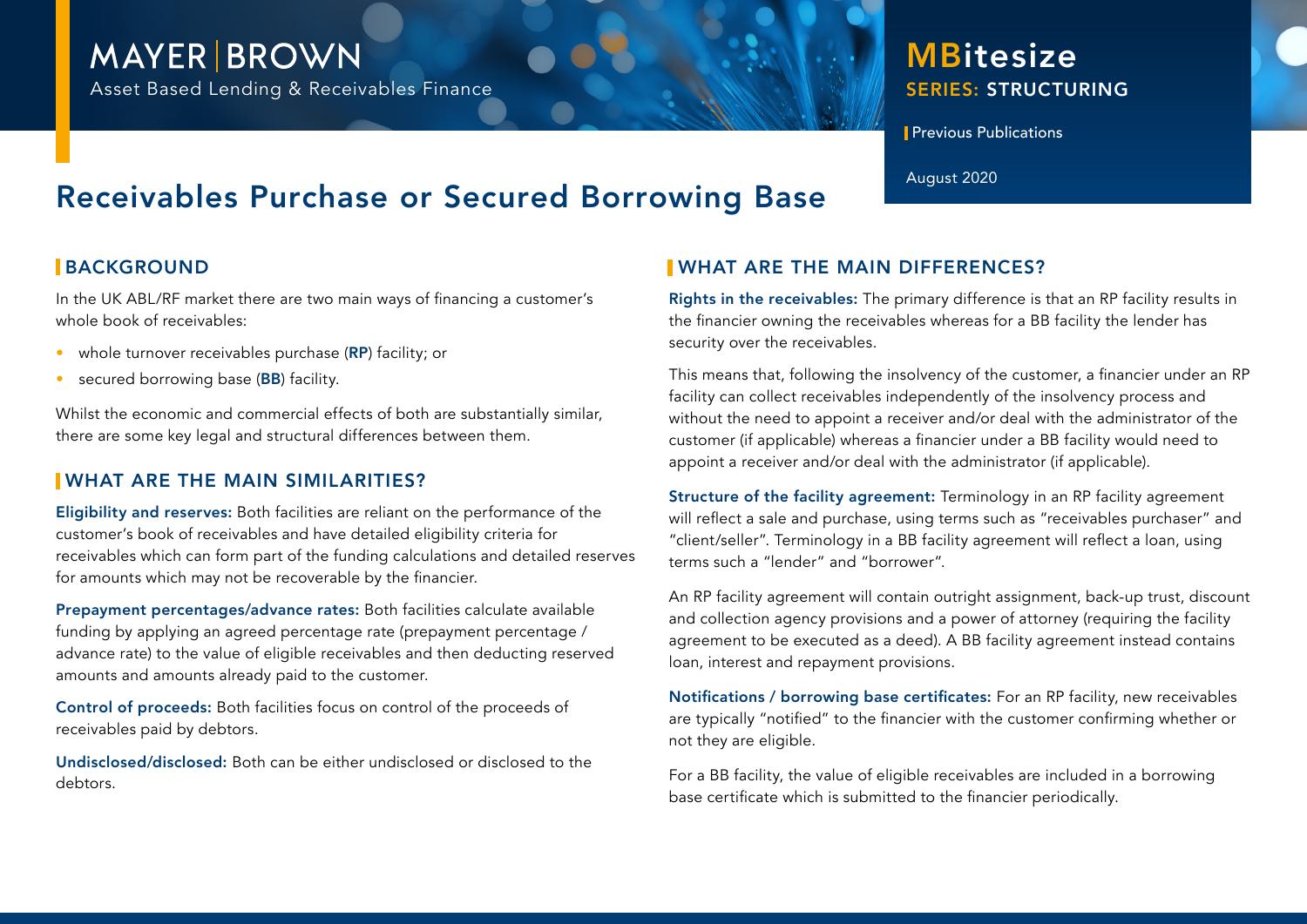MAYER | BROWN

Asset Based Lending & Receivables Finance

**MBitesize**
**SERIES: STRUCTURING**

Previous Publications

August 2020

# Receivables Purchase or Secured Borrowing Base

## BACKGROUND

In the UK ABL/RF market there are two main ways of financing a customer's whole book of receivables:

- whole turnover receivables purchase (**RP**) facility; or
- secured borrowing base (**BB**) facility.

Whilst the economic and commercial effects of both are substantially similar, there are some key legal and structural differences between them.

## WHAT ARE THE MAIN SIMILARITIES?

**Eligibility and reserves:** Both facilities are reliant on the performance of the customer's book of receivables and have detailed eligibility criteria for receivables which can form part of the funding calculations and detailed reserves for amounts which may not be recoverable by the financier.

**Prepayment percentages/advance rates:** Both facilities calculate available funding by applying an agreed percentage rate (prepayment percentage / advance rate) to the value of eligible receivables and then deducting reserved amounts and amounts already paid to the customer.

**Control of proceeds:** Both facilities focus on control of the proceeds of receivables paid by debtors.

**Undisclosed/disclosed:** Both can be either undisclosed or disclosed to the debtors.

## WHAT ARE THE MAIN DIFFERENCES?

**Rights in the receivables:** The primary difference is that an RP facility results in the financier owning the receivables whereas for a BB facility the lender has security over the receivables.

This means that, following the insolvency of the customer, a financier under an RP facility can collect receivables independently of the insolvency process and without the need to appoint a receiver and/or deal with the administrator of the customer (if applicable) whereas a financier under a BB facility would need to appoint a receiver and/or deal with the administrator (if applicable).

**Structure of the facility agreement:** Terminology in an RP facility agreement will reflect a sale and purchase, using terms such as "receivables purchaser" and "client/seller". Terminology in a BB facility agreement will reflect a loan, using terms such a "lender" and "borrower".

An RP facility agreement will contain outright assignment, back-up trust, discount and collection agency provisions and a power of attorney (requiring the facility agreement to be executed as a deed). A BB facility agreement instead contains loan, interest and repayment provisions.

**Notifications / borrowing base certificates:** For an RP facility, new receivables are typically "notified" to the financier with the customer confirming whether or not they are eligible.

For a BB facility, the value of eligible receivables are included in a borrowing base certificate which is submitted to the financier periodically.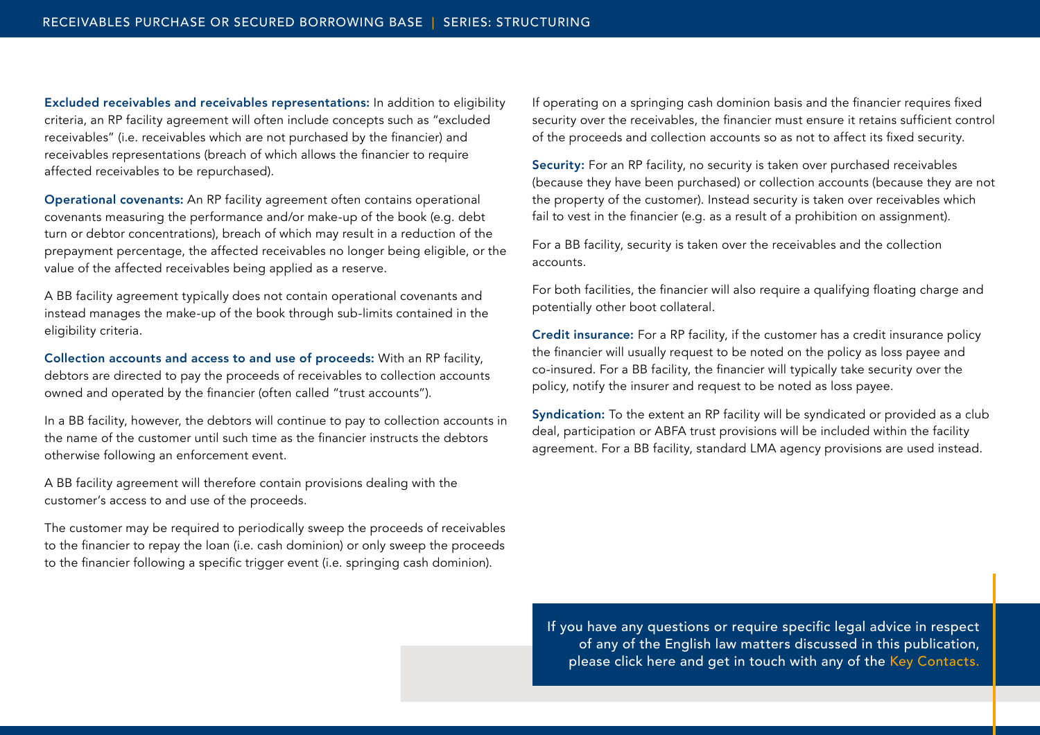**Excluded receivables and receivables representations:** In addition to eligibility criteria, an RP facility agreement will often include concepts such as "excluded receivables" (i.e. receivables which are not purchased by the financier) and receivables representations (breach of which allows the financier to require affected receivables to be repurchased).

**Operational covenants:** An RP facility agreement often contains operational covenants measuring the performance and/or make-up of the book (e.g. debt turn or debtor concentrations), breach of which may result in a reduction of the prepayment percentage, the affected receivables no longer being eligible, or the value of the affected receivables being applied as a reserve.

A BB facility agreement typically does not contain operational covenants and instead manages the make-up of the book through sub-limits contained in the eligibility criteria.

**Collection accounts and access to and use of proceeds:** With an RP facility, debtors are directed to pay the proceeds of receivables to collection accounts owned and operated by the financier (often called "trust accounts").

In a BB facility, however, the debtors will continue to pay to collection accounts in the name of the customer until such time as the financier instructs the debtors otherwise following an enforcement event.

A BB facility agreement will therefore contain provisions dealing with the customer's access to and use of the proceeds.

The customer may be required to periodically sweep the proceeds of receivables to the financier to repay the loan (i.e. cash dominion) or only sweep the proceeds to the financier following a specific trigger event (i.e. springing cash dominion).

If operating on a springing cash dominion basis and the financier requires fixed security over the receivables, the financier must ensure it retains sufficient control of the proceeds and collection accounts so as not to affect its fixed security.

**Security:** For an RP facility, no security is taken over purchased receivables (because they have been purchased) or collection accounts (because they are not the property of the customer). Instead security is taken over receivables which fail to vest in the financier (e.g. as a result of a prohibition on assignment).

For a BB facility, security is taken over the receivables and the collection accounts.

For both facilities, the financier will also require a qualifying floating charge and potentially other boot collateral.

**Credit insurance:** For a RP facility, if the customer has a credit insurance policy the financier will usually request to be noted on the policy as loss payee and co-insured. For a BB facility, the financier will typically take security over the policy, notify the insurer and request to be noted as loss payee.

**Syndication:** To the extent an RP facility will be syndicated or provided as a club deal, participation or ABFA trust provisions will be included within the facility agreement. For a BB facility, standard LMA agency provisions are used instead.

If you have any questions or require specific legal advice in respect of any of the English law matters discussed in this publication, please click here and get in touch with any of the Key Contacts.